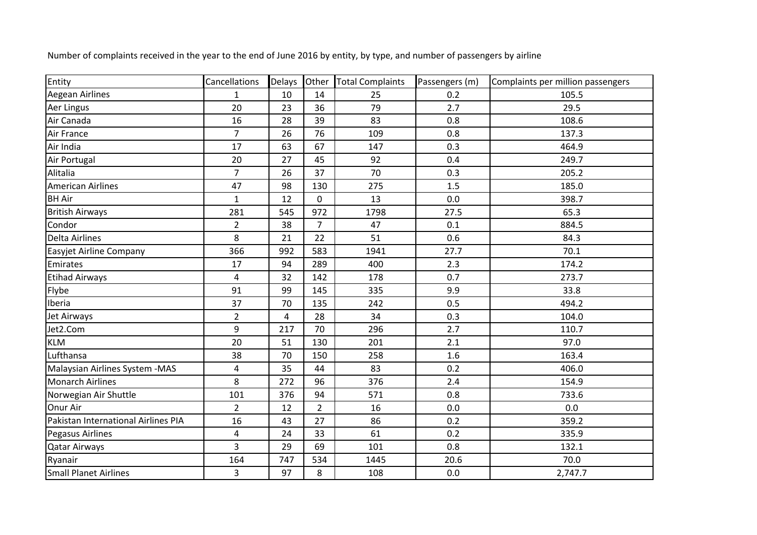Number of complaints received in the year to the end of June 2016 by entity, by type, and number of passengers by airline

| Entity | Cancellations | Delays | Other | Total Complaints | Passengers (m) | Complaints per million passengers |
|---|---|---|---|---|---|---|
| Aegean Airlines | 1 | 10 | 14 | 25 | 0.2 | 105.5 |
| Aer Lingus | 20 | 23 | 36 | 79 | 2.7 | 29.5 |
| Air Canada | 16 | 28 | 39 | 83 | 0.8 | 108.6 |
| Air France | 7 | 26 | 76 | 109 | 0.8 | 137.3 |
| Air India | 17 | 63 | 67 | 147 | 0.3 | 464.9 |
| Air Portugal | 20 | 27 | 45 | 92 | 0.4 | 249.7 |
| Alitalia | 7 | 26 | 37 | 70 | 0.3 | 205.2 |
| American Airlines | 47 | 98 | 130 | 275 | 1.5 | 185.0 |
| BH Air | 1 | 12 | 0 | 13 | 0.0 | 398.7 |
| British Airways | 281 | 545 | 972 | 1798 | 27.5 | 65.3 |
| Condor | 2 | 38 | 7 | 47 | 0.1 | 884.5 |
| Delta Airlines | 8 | 21 | 22 | 51 | 0.6 | 84.3 |
| Easyjet Airline Company | 366 | 992 | 583 | 1941 | 27.7 | 70.1 |
| Emirates | 17 | 94 | 289 | 400 | 2.3 | 174.2 |
| Etihad Airways | 4 | 32 | 142 | 178 | 0.7 | 273.7 |
| Flybe | 91 | 99 | 145 | 335 | 9.9 | 33.8 |
| Iberia | 37 | 70 | 135 | 242 | 0.5 | 494.2 |
| Jet Airways | 2 | 4 | 28 | 34 | 0.3 | 104.0 |
| Jet2.Com | 9 | 217 | 70 | 296 | 2.7 | 110.7 |
| KLM | 20 | 51 | 130 | 201 | 2.1 | 97.0 |
| Lufthansa | 38 | 70 | 150 | 258 | 1.6 | 163.4 |
| Malaysian Airlines System -MAS | 4 | 35 | 44 | 83 | 0.2 | 406.0 |
| Monarch Airlines | 8 | 272 | 96 | 376 | 2.4 | 154.9 |
| Norwegian Air Shuttle | 101 | 376 | 94 | 571 | 0.8 | 733.6 |
| Onur Air | 2 | 12 | 2 | 16 | 0.0 | 0.0 |
| Pakistan International Airlines PIA | 16 | 43 | 27 | 86 | 0.2 | 359.2 |
| Pegasus Airlines | 4 | 24 | 33 | 61 | 0.2 | 335.9 |
| Qatar Airways | 3 | 29 | 69 | 101 | 0.8 | 132.1 |
| Ryanair | 164 | 747 | 534 | 1445 | 20.6 | 70.0 |
| Small Planet Airlines | 3 | 97 | 8 | 108 | 0.0 | 2,747.7 |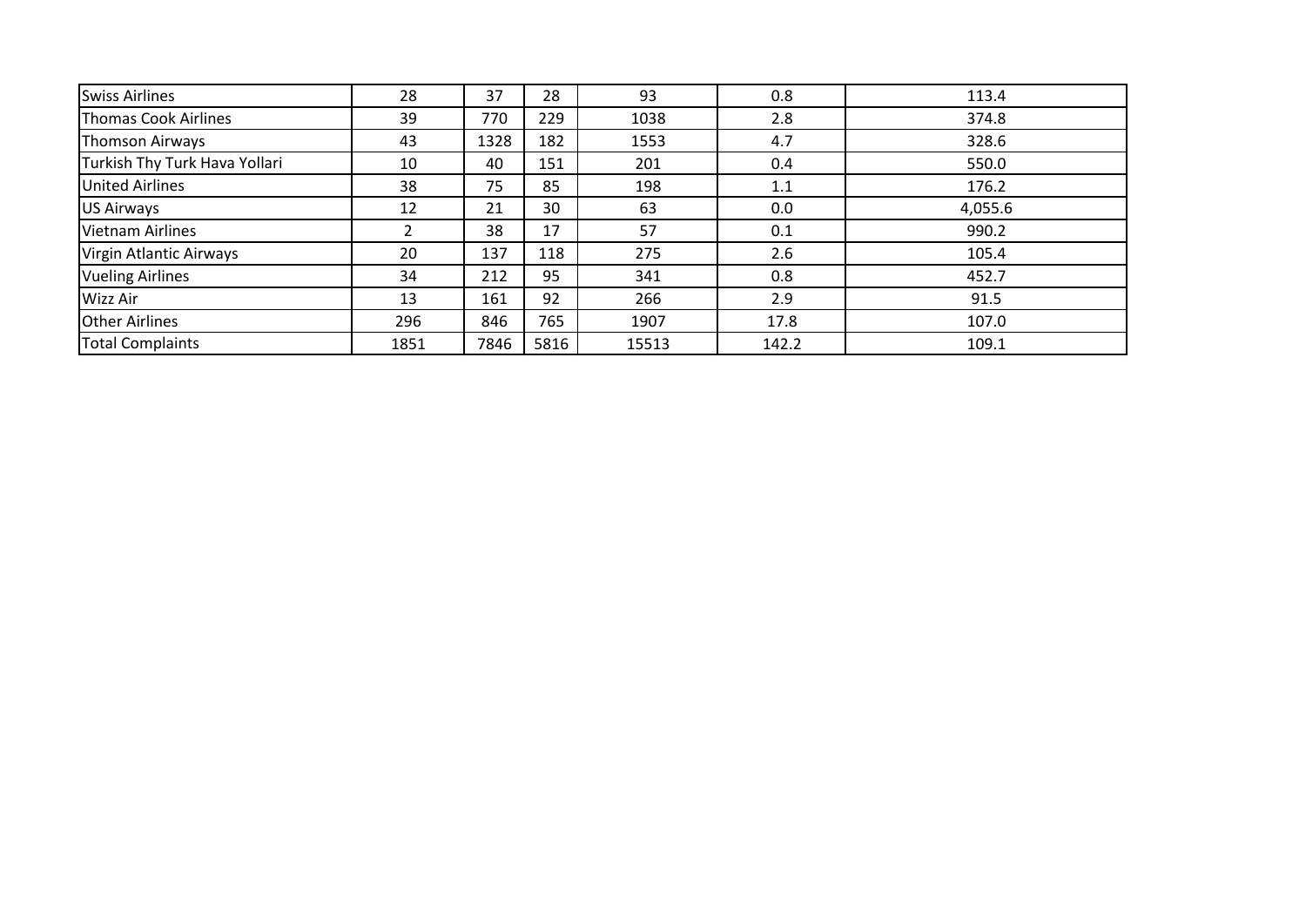| | | | | | | |
|---|---|---|---|---|---|---|
| Swiss Airlines | 28 | 37 | 28 | 93 | 0.8 | 113.4 |
| Thomas Cook Airlines | 39 | 770 | 229 | 1038 | 2.8 | 374.8 |
| Thomson Airways | 43 | 1328 | 182 | 1553 | 4.7 | 328.6 |
| Turkish Thy Turk Hava Yollari | 10 | 40 | 151 | 201 | 0.4 | 550.0 |
| United Airlines | 38 | 75 | 85 | 198 | 1.1 | 176.2 |
| US Airways | 12 | 21 | 30 | 63 | 0.0 | 4,055.6 |
| Vietnam Airlines | 2 | 38 | 17 | 57 | 0.1 | 990.2 |
| Virgin Atlantic Airways | 20 | 137 | 118 | 275 | 2.6 | 105.4 |
| Vueling Airlines | 34 | 212 | 95 | 341 | 0.8 | 452.7 |
| Wizz Air | 13 | 161 | 92 | 266 | 2.9 | 91.5 |
| Other Airlines | 296 | 846 | 765 | 1907 | 17.8 | 107.0 |
| Total Complaints | 1851 | 7846 | 5816 | 15513 | 142.2 | 109.1 |